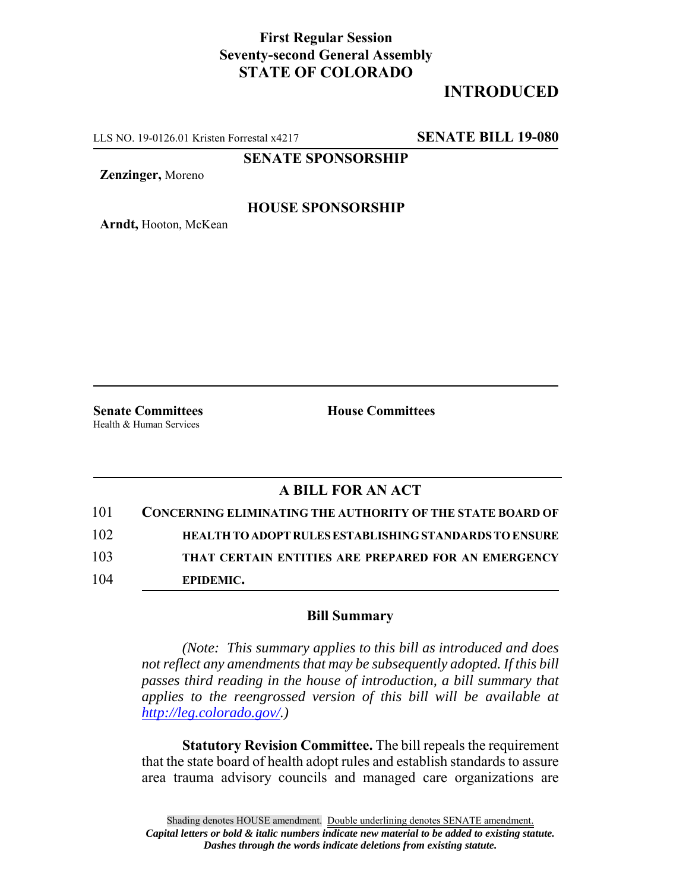**First Regular Session**
**Seventy-second General Assembly**
**STATE OF COLORADO**

# INTRODUCED

LLS NO. 19-0126.01 Kristen Forrestal x4217 **SENATE BILL 19-080**

**SENATE SPONSORSHIP**

**Zenzinger,** Moreno

**HOUSE SPONSORSHIP**

**Arndt,** Hooton, McKean

**Senate Committees**
Health & Human Services

**House Committees**

## A BILL FOR AN ACT

101 **CONCERNING ELIMINATING THE AUTHORITY OF THE STATE BOARD OF**
102 **HEALTH TO ADOPT RULES ESTABLISHING STANDARDS TO ENSURE**
103 **THAT CERTAIN ENTITIES ARE PREPARED FOR AN EMERGENCY**
104 **EPIDEMIC.**

### Bill Summary

*(Note: This summary applies to this bill as introduced and does not reflect any amendments that may be subsequently adopted. If this bill passes third reading in the house of introduction, a bill summary that applies to the reengrossed version of this bill will be available at http://leg.colorado.gov/.)*

**Statutory Revision Committee.** The bill repeals the requirement that the state board of health adopt rules and establish standards to assure area trauma advisory councils and managed care organizations are

Shading denotes HOUSE amendment. Double underlining denotes SENATE amendment.
*Capital letters or bold & italic numbers indicate new material to be added to existing statute.*
*Dashes through the words indicate deletions from existing statute.*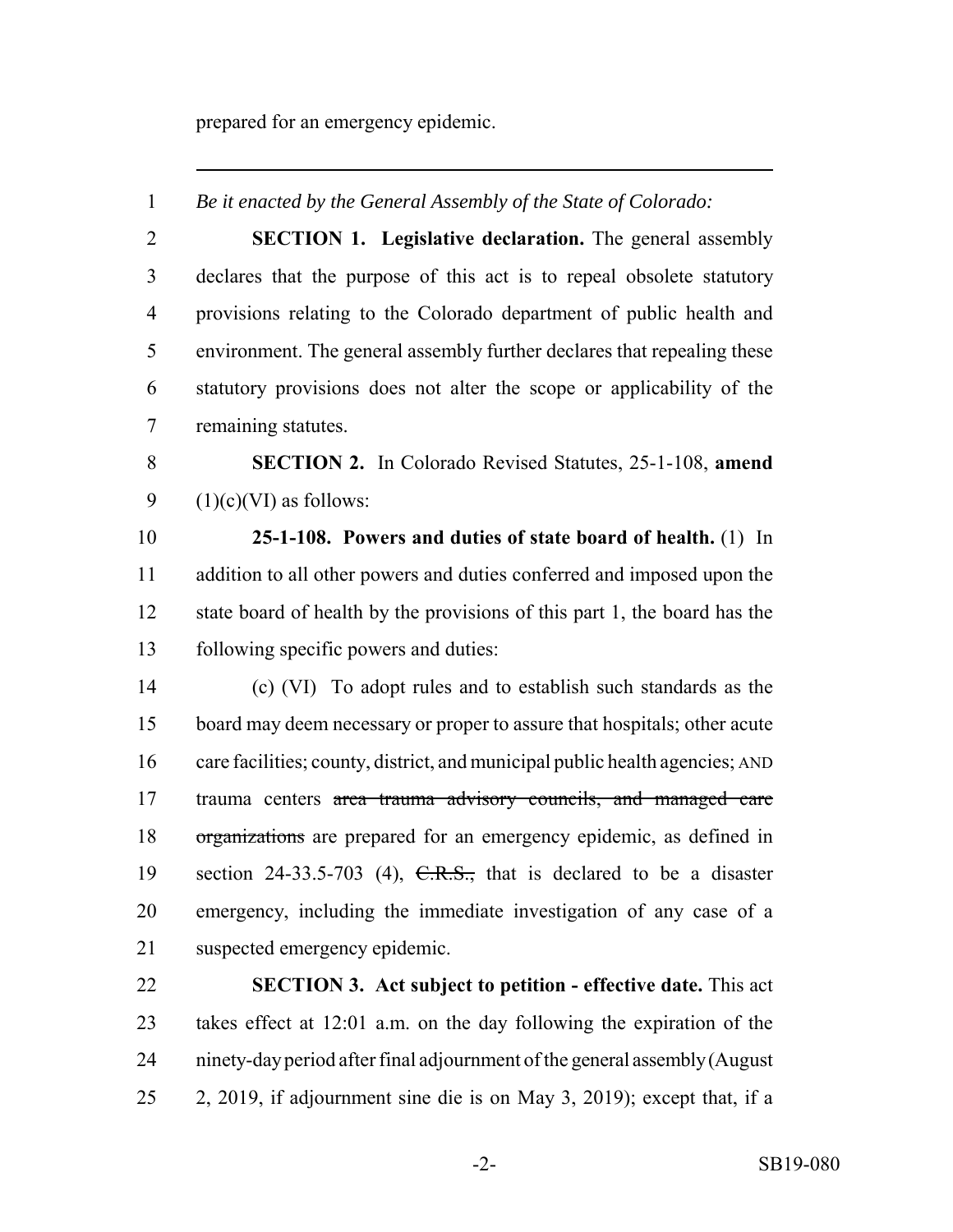prepared for an emergency epidemic.

---

*Be it enacted by the General Assembly of the State of Colorado:*

**SECTION 1. Legislative declaration.** The general assembly declares that the purpose of this act is to repeal obsolete statutory provisions relating to the Colorado department of public health and environment. The general assembly further declares that repealing these statutory provisions does not alter the scope or applicability of the remaining statutes.

**SECTION 2.** In Colorado Revised Statutes, 25-1-108, **amend** (1)(c)(VI) as follows:

**25-1-108. Powers and duties of state board of health.** (1) In addition to all other powers and duties conferred and imposed upon the state board of health by the provisions of this part 1, the board has the following specific powers and duties:

(c) (VI) To adopt rules and to establish such standards as the board may deem necessary or proper to assure that hospitals; other acute care facilities; county, district, and municipal public health agencies; AND trauma centers ~~area trauma advisory councils, and managed care organizations~~ are prepared for an emergency epidemic, as defined in section 24-33.5-703 (4), ~~C.R.S.,~~ that is declared to be a disaster emergency, including the immediate investigation of any case of a suspected emergency epidemic.

**SECTION 3. Act subject to petition - effective date.** This act takes effect at 12:01 a.m. on the day following the expiration of the ninety-day period after final adjournment of the general assembly (August 2, 2019, if adjournment sine die is on May 3, 2019); except that, if a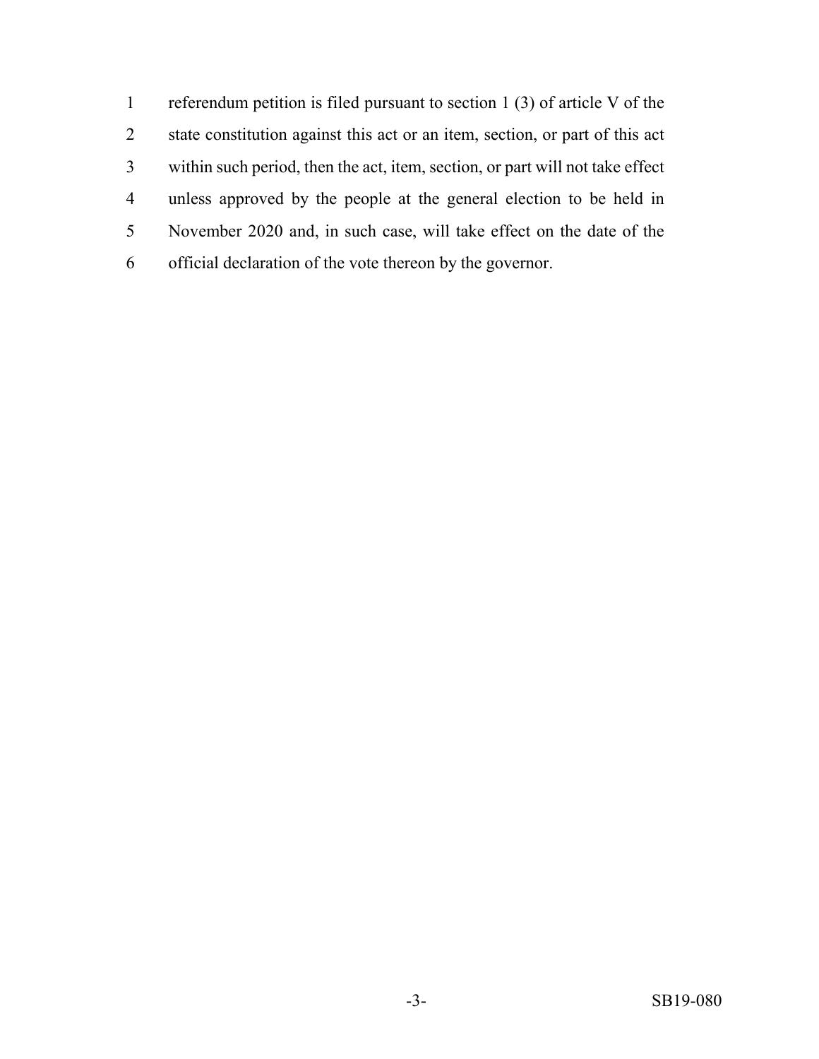referendum petition is filed pursuant to section 1 (3) of article V of the state constitution against this act or an item, section, or part of this act within such period, then the act, item, section, or part will not take effect unless approved by the people at the general election to be held in November 2020 and, in such case, will take effect on the date of the official declaration of the vote thereon by the governor.